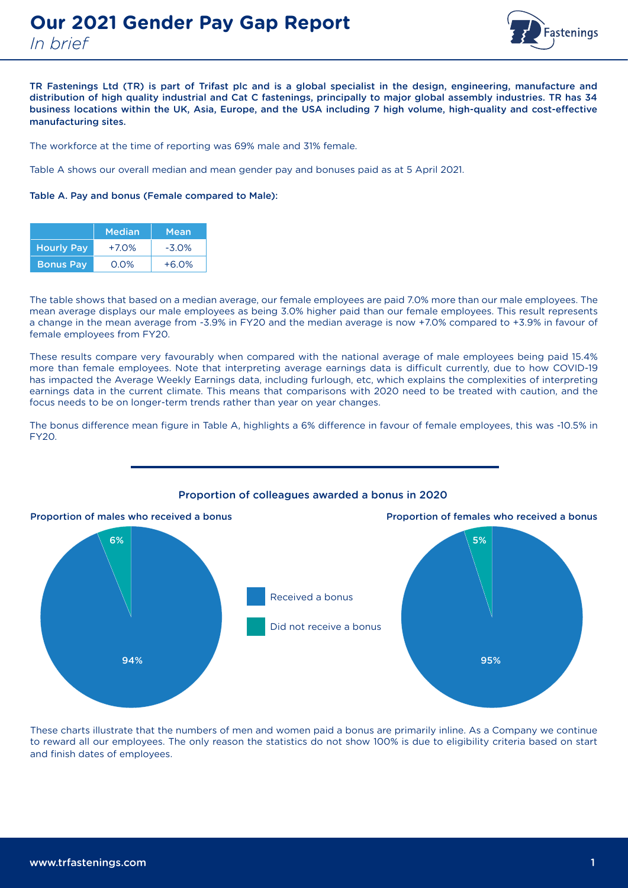# Our 2021 Gender Pay Gap Report

*In brief*

**TR Fastenings Ltd (TR) is part of Trifast plc and is a global specialist in the design, engineering, manufacture and distribution of high quality industrial and Cat C fastenings, principally to major global assembly industries. TR has 34 business locations within the UK, Asia, Europe, and the USA including 7 high volume, high-quality and cost-effective manufacturing sites.**

The workforce at the time of reporting was 69% male and 31% female.

Table A shows our overall median and mean gender pay and bonuses paid as at 5 April 2021.

**Table A. Pay and bonus (Female compared to Male):**

| | Median | Mean |
|---|---|---|
| Hourly Pay | +7.0% | -3.0% |
| Bonus Pay | 0.0% | +6.0% |

The table shows that based on a median average, our female employees are paid 7.0% more than our male employees. The mean average displays our male employees as being 3.0% higher paid than our female employees. This result represents a change in the mean average from -3.9% in FY20 and the median average is now +7.0% compared to +3.9% in favour of female employees from FY20.

These results compare very favourably when compared with the national average of male employees being paid 15.4% more than female employees. Note that interpreting average earnings data is difficult currently, due to how COVID-19 has impacted the Average Weekly Earnings data, including furlough, etc, which explains the complexities of interpreting earnings data in the current climate. This means that comparisons with 2020 need to be treated with caution, and the focus needs to be on longer-term trends rather than year on year changes.

The bonus difference mean figure in Table A, highlights a 6% difference in favour of female employees, this was -10.5% in FY20.

## Proportion of colleagues awarded a bonus in 2020

**Proportion of males who received a bonus**

- Received a bonus: 94%
- Did not receive a bonus: 6%

**Proportion of females who received a bonus**

- Received a bonus: 95%
- Did not receive a bonus: 5%

These charts illustrate that the numbers of men and women paid a bonus are primarily inline. As a Company we continue to reward all our employees. The only reason the statistics do not show 100% is due to eligibility criteria based on start and finish dates of employees.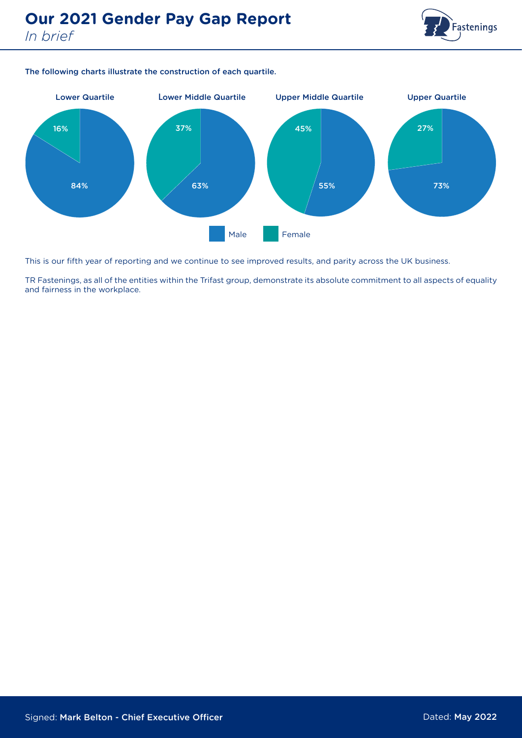# Our 2021 Gender Pay Gap Report

*In brief*

**The following charts illustrate the construction of each quartile.**

Lower Quartile
16%
84%

Lower Middle Quartile
37%
63%

Upper Middle Quartile
45%
55%

Upper Quartile
27%
73%

Male
Female

This is our fifth year of reporting and we continue to see improved results, and parity across the UK business.

TR Fastenings, as all of the entities within the Trifast group, demonstrate its absolute commitment to all aspects of equality and fairness in the workplace.

Signed: **Mark Belton - Chief Executive Officer**

Dated: **May 2022**